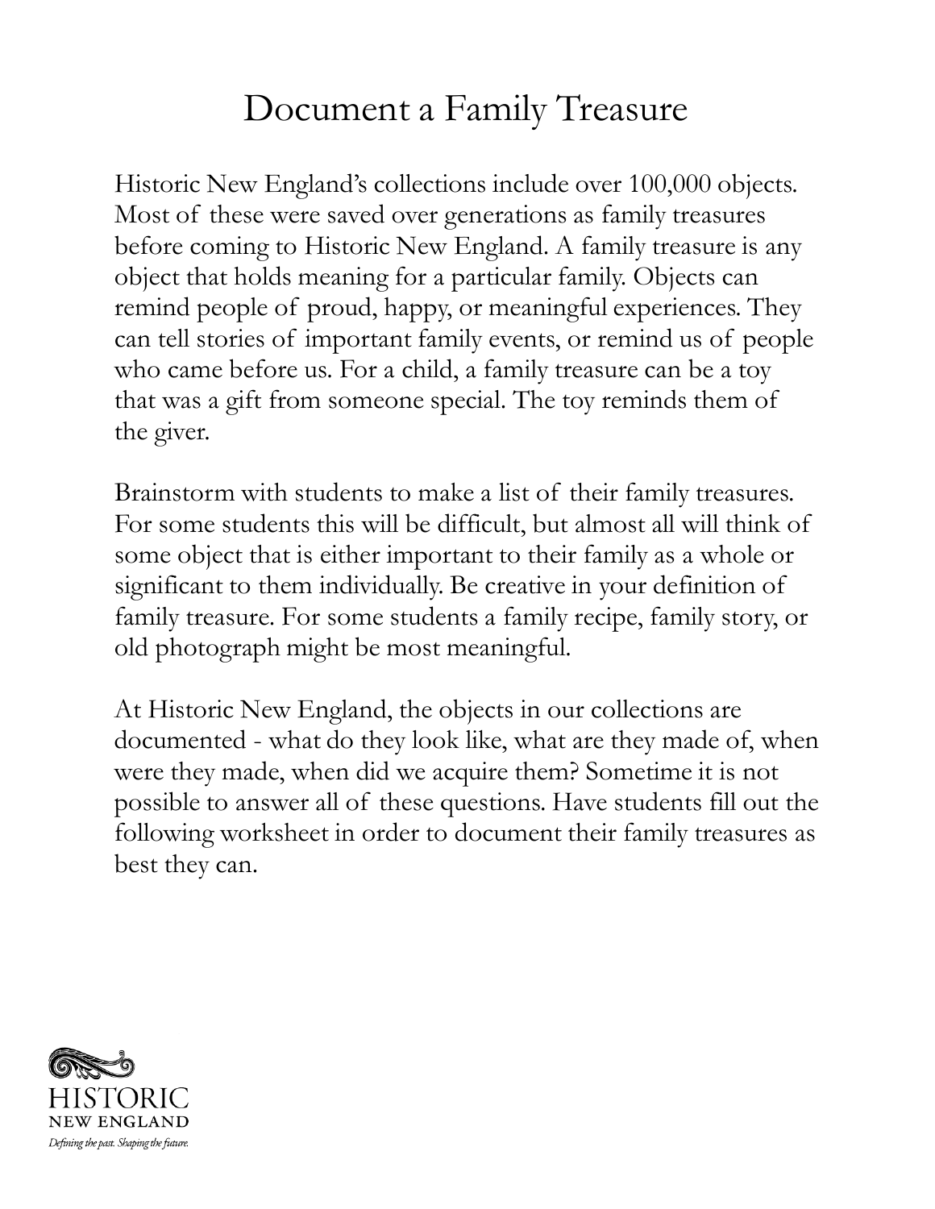# Document a Family Treasure

Historic New England's collections include over 100,000 objects. Most of these were saved over generations as family treasures before coming to Historic New England. A family treasure is any object that holds meaning for a particular family. Objects can remind people of proud, happy, or meaningful experiences. They can tell stories of important family events, or remind us of people who came before us. For a child, a family treasure can be a toy that was a gift from someone special. The toy reminds them of the giver.

Brainstorm with students to make a list of their family treasures. For some students this will be difficult, but almost all will think of some object that is either important to their family as a whole or significant to them individually. Be creative in your definition of family treasure. For some students a family recipe, family story, or old photograph might be most meaningful.

At Historic New England, the objects in our collections are documented - what do they look like, what are they made of, when were they made, when did we acquire them? Sometime it is not possible to answer all of these questions. Have students fill out the following worksheet in order to document their family treasures as best they can.

HISTORIC
NEW ENGLAND
*Defining the past. Shaping the future.*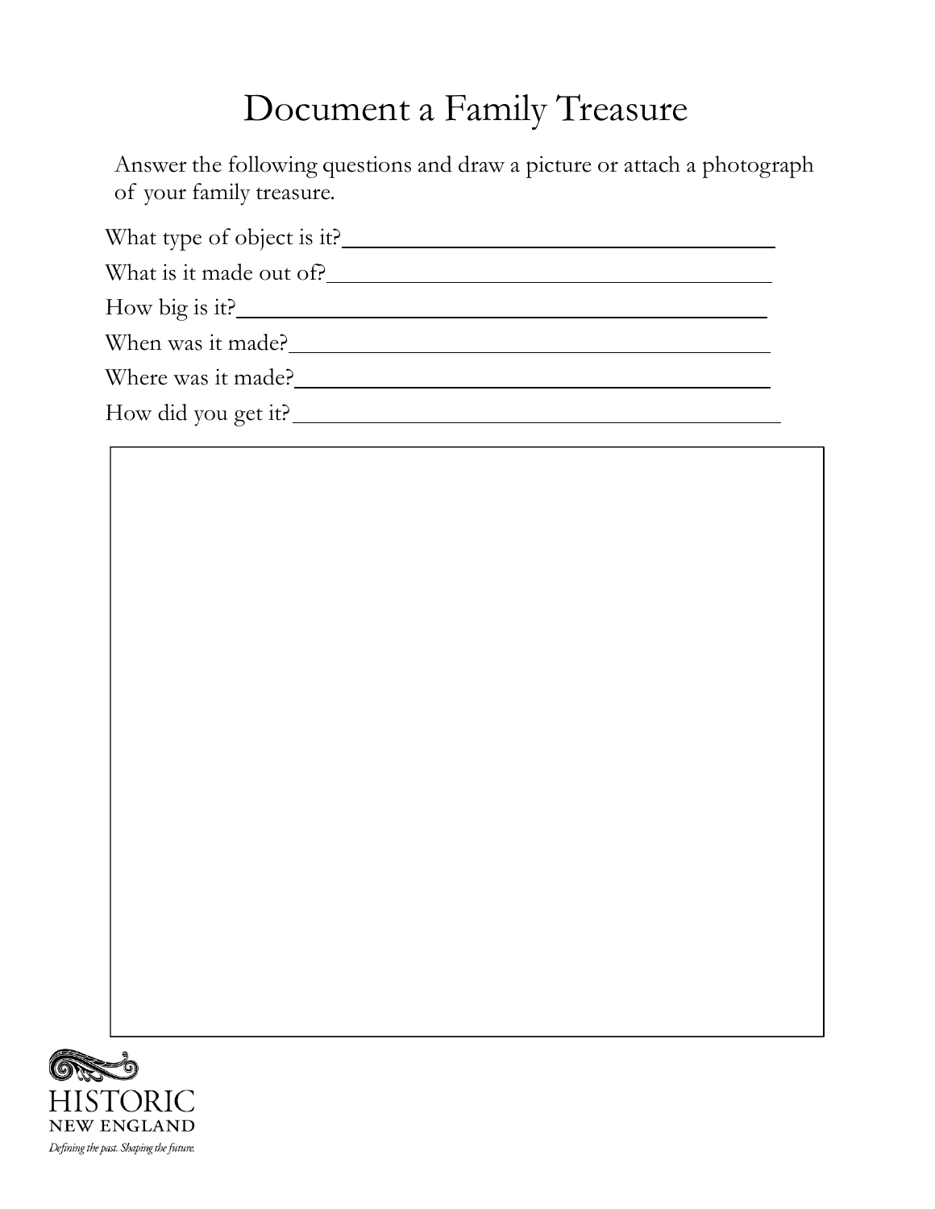# Document a Family Treasure

Answer the following questions and draw a picture or attach a photograph of your family treasure.

What type of object is it?\_\_\_\_\_\_\_\_\_\_\_\_\_\_\_\_\_\_\_\_\_\_\_\_\_\_\_\_\_\_\_\_\_\_\_\_\_\_

What is it made out of?\_\_\_\_\_\_\_\_\_\_\_\_\_\_\_\_\_\_\_\_\_\_\_\_\_\_\_\_\_\_\_\_\_\_\_\_\_\_

How big is it?\_\_\_\_\_\_\_\_\_\_\_\_\_\_\_\_\_\_\_\_\_\_\_\_\_\_\_\_\_\_\_\_\_\_\_\_\_\_\_\_\_\_\_\_

When was it made?\_\_\_\_\_\_\_\_\_\_\_\_\_\_\_\_\_\_\_\_\_\_\_\_\_\_\_\_\_\_\_\_\_\_\_\_\_\_\_\_

Where was it made?\_\_\_\_\_\_\_\_\_\_\_\_\_\_\_\_\_\_\_\_\_\_\_\_\_\_\_\_\_\_\_\_\_\_\_\_\_\_\_

How did you get it?\_\_\_\_\_\_\_\_\_\_\_\_\_\_\_\_\_\_\_\_\_\_\_\_\_\_\_\_\_\_\_\_\_\_\_\_\_\_\_\_

HISTORIC
NEW ENGLAND
*Defining the past. Shaping the future.*